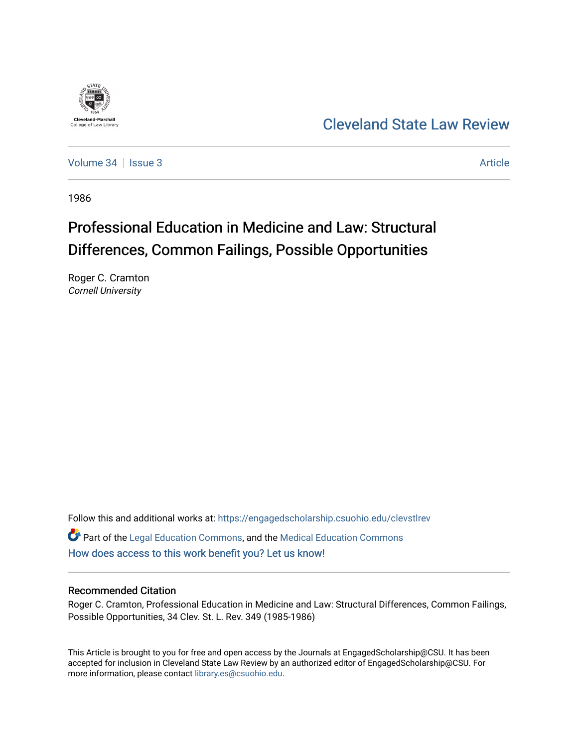Cleveland-Marshall College of Law Library

# Cleveland State Law Review

Volume 34 | Issue 3 Article

1986

# Professional Education in Medicine and Law: Structural Differences, Common Failings, Possible Opportunities

Roger C. Cramton
*Cornell University*

Follow this and additional works at: https://engagedscholarship.csuohio.edu/clevstlrev

Part of the Legal Education Commons, and the Medical Education Commons

How does access to this work benefit you? Let us know!

## Recommended Citation

Roger C. Cramton, Professional Education in Medicine and Law: Structural Differences, Common Failings, Possible Opportunities, 34 Clev. St. L. Rev. 349 (1985-1986)

This Article is brought to you for free and open access by the Journals at EngagedScholarship@CSU. It has been accepted for inclusion in Cleveland State Law Review by an authorized editor of EngagedScholarship@CSU. For more information, please contact library.es@csuohio.edu.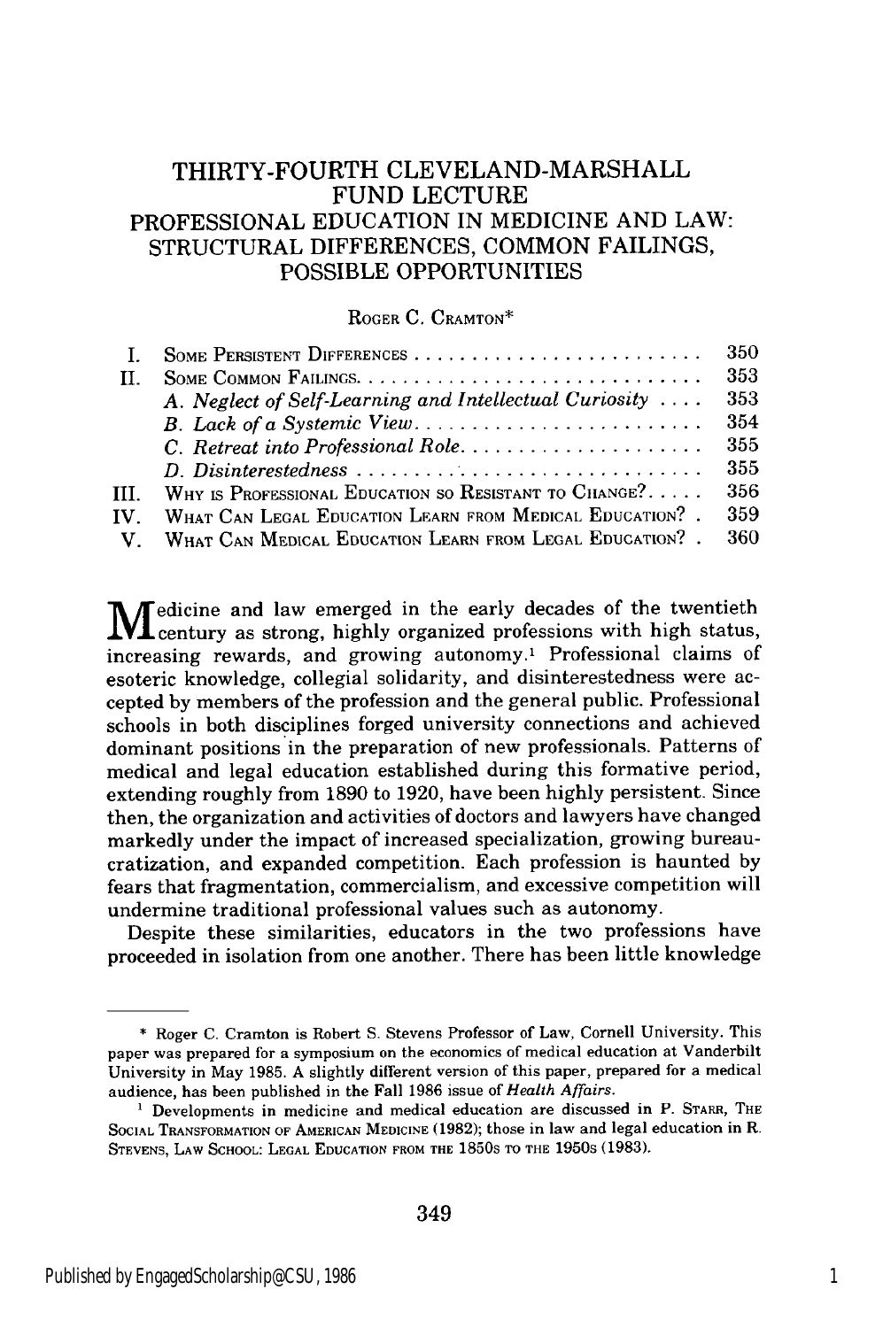# THIRTY-FOURTH CLEVELAND-MARSHALL FUND LECTURE

# PROFESSIONAL EDUCATION IN MEDICINE AND LAW: STRUCTURAL DIFFERENCES, COMMON FAILINGS, POSSIBLE OPPORTUNITIES

ROGER C. CRAMTON*

| | | |
|---|---|---|
| I. | SOME PERSISTENT DIFFERENCES | 350 |
| II. | SOME COMMON FAILINGS | 353 |
| | *A. Neglect of Self-Learning and Intellectual Curiosity* | 353 |
| | *B. Lack of a Systemic View* | 354 |
| | *C. Retreat into Professional Role* | 355 |
| | *D. Disinterestedness* | 355 |
| III. | WHY IS PROFESSIONAL EDUCATION SO RESISTANT TO CHANGE? | 356 |
| IV. | WHAT CAN LEGAL EDUCATION LEARN FROM MEDICAL EDUCATION? | 359 |
| V. | WHAT CAN MEDICAL EDUCATION LEARN FROM LEGAL EDUCATION? | 360 |

Medicine and law emerged in the early decades of the twentieth century as strong, highly organized professions with high status, increasing rewards, and growing autonomy.[1] Professional claims of esoteric knowledge, collegial solidarity, and disinterestedness were accepted by members of the profession and the general public. Professional schools in both disciplines forged university connections and achieved dominant positions in the preparation of new professionals. Patterns of medical and legal education established during this formative period, extending roughly from 1890 to 1920, have been highly persistent. Since then, the organization and activities of doctors and lawyers have changed markedly under the impact of increased specialization, growing bureaucratization, and expanded competition. Each profession is haunted by fears that fragmentation, commercialism, and excessive competition will undermine traditional professional values such as autonomy.

Despite these similarities, educators in the two professions have proceeded in isolation from one another. There has been little knowledge

---

\* Roger C. Cramton is Robert S. Stevens Professor of Law, Cornell University. This paper was prepared for a symposium on the economics of medical education at Vanderbilt University in May 1985. A slightly different version of this paper, prepared for a medical audience, has been published in the Fall 1986 issue of *Health Affairs*.

[1] Developments in medicine and medical education are discussed in P. STARR, THE SOCIAL TRANSFORMATION OF AMERICAN MEDICINE (1982); those in law and legal education in R. STEVENS, LAW SCHOOL: LEGAL EDUCATION FROM THE 1850S TO THE 1950S (1983).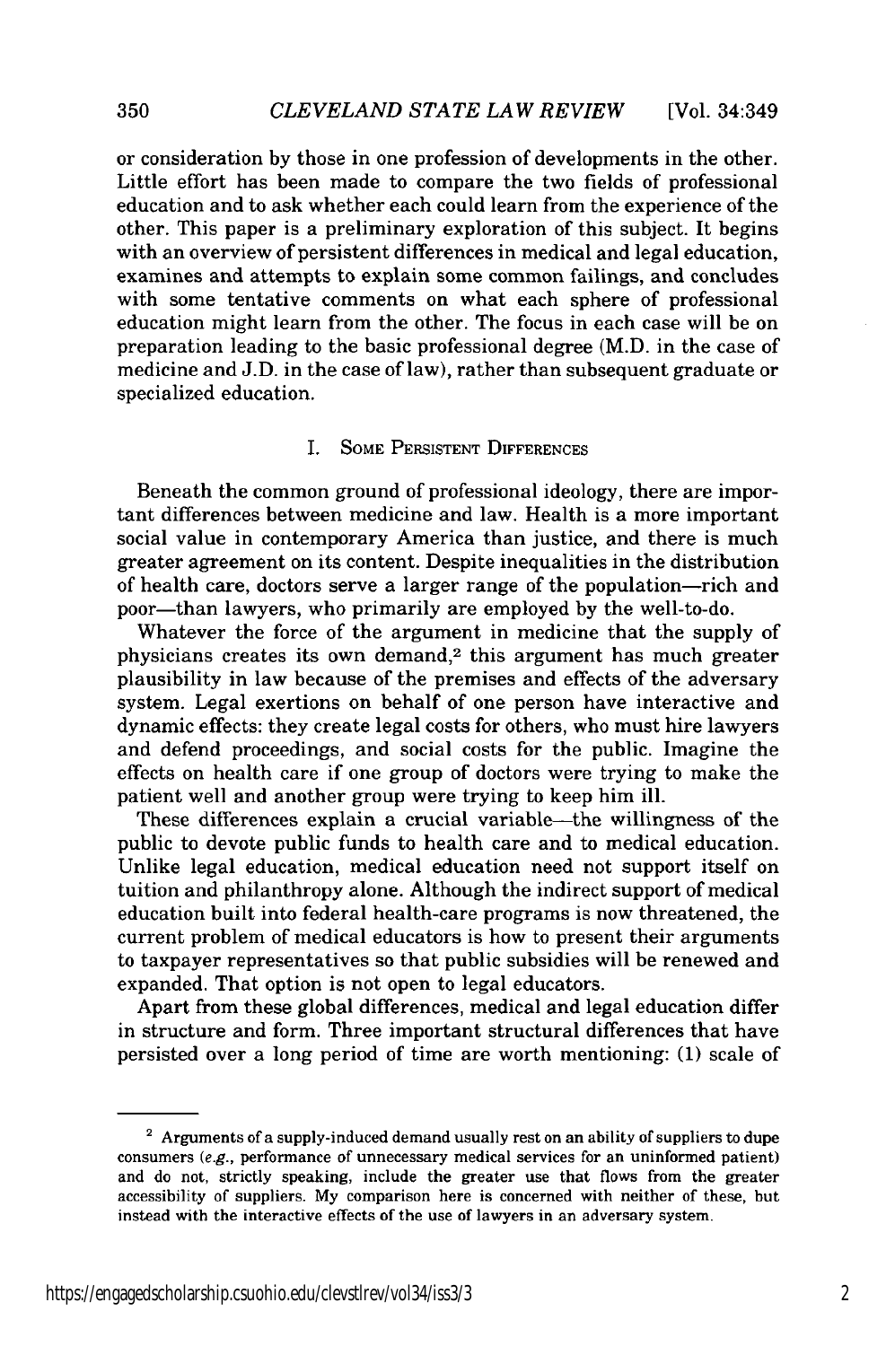or consideration by those in one profession of developments in the other. Little effort has been made to compare the two fields of professional education and to ask whether each could learn from the experience of the other. This paper is a preliminary exploration of this subject. It begins with an overview of persistent differences in medical and legal education, examines and attempts to explain some common failings, and concludes with some tentative comments on what each sphere of professional education might learn from the other. The focus in each case will be on preparation leading to the basic professional degree (M.D. in the case of medicine and J.D. in the case of law), rather than subsequent graduate or specialized education.

## I. Some Persistent Differences

Beneath the common ground of professional ideology, there are important differences between medicine and law. Health is a more important social value in contemporary America than justice, and there is much greater agreement on its content. Despite inequalities in the distribution of health care, doctors serve a larger range of the population—rich and poor—than lawyers, who primarily are employed by the well-to-do.

Whatever the force of the argument in medicine that the supply of physicians creates its own demand,[2] this argument has much greater plausibility in law because of the premises and effects of the adversary system. Legal exertions on behalf of one person have interactive and dynamic effects: they create legal costs for others, who must hire lawyers and defend proceedings, and social costs for the public. Imagine the effects on health care if one group of doctors were trying to make the patient well and another group were trying to keep him ill.

These differences explain a crucial variable—the willingness of the public to devote public funds to health care and to medical education. Unlike legal education, medical education need not support itself on tuition and philanthropy alone. Although the indirect support of medical education built into federal health-care programs is now threatened, the current problem of medical educators is how to present their arguments to taxpayer representatives so that public subsidies will be renewed and expanded. That option is not open to legal educators.

Apart from these global differences, medical and legal education differ in structure and form. Three important structural differences that have persisted over a long period of time are worth mentioning: (1) scale of

---

[2] Arguments of a supply-induced demand usually rest on an ability of suppliers to dupe consumers (*e.g.*, performance of unnecessary medical services for an uninformed patient) and do not, strictly speaking, include the greater use that flows from the greater accessibility of suppliers. My comparison here is concerned with neither of these, but instead with the interactive effects of the use of lawyers in an adversary system.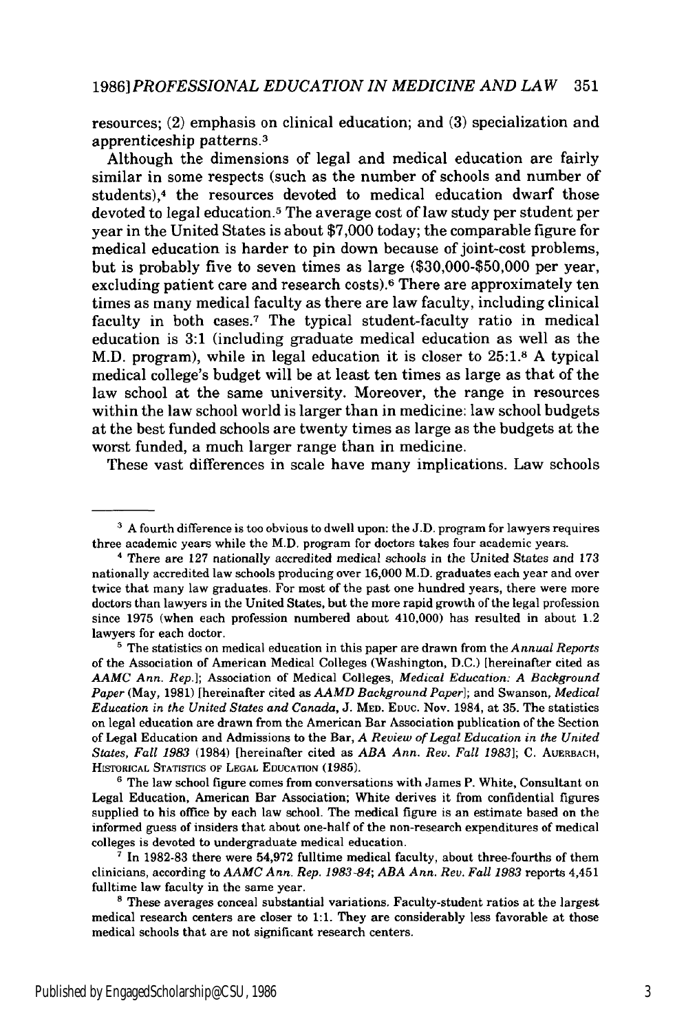resources; (2) emphasis on clinical education; and (3) specialization and apprenticeship patterns.[3]

Although the dimensions of legal and medical education are fairly similar in some respects (such as the number of schools and number of students),[4] the resources devoted to medical education dwarf those devoted to legal education.[5] The average cost of law study per student per year in the United States is about $7,000 today; the comparable figure for medical education is harder to pin down because of joint-cost problems, but is probably five to seven times as large ($30,000-$50,000 per year, excluding patient care and research costs).[6] There are approximately ten times as many medical faculty as there are law faculty, including clinical faculty in both cases.[7] The typical student-faculty ratio in medical education is 3:1 (including graduate medical education as well as the M.D. program), while in legal education it is closer to 25:1.[8] A typical medical college's budget will be at least ten times as large as that of the law school at the same university. Moreover, the range in resources within the law school world is larger than in medicine: law school budgets at the best funded schools are twenty times as large as the budgets at the worst funded, a much larger range than in medicine.

These vast differences in scale have many implications. Law schools

---

[3] A fourth difference is too obvious to dwell upon: the J.D. program for lawyers requires three academic years while the M.D. program for doctors takes four academic years.

[4] There are 127 nationally accredited medical schools in the United States and 173 nationally accredited law schools producing over 16,000 M.D. graduates each year and over twice that many law graduates. For most of the past one hundred years, there were more doctors than lawyers in the United States, but the more rapid growth of the legal profession since 1975 (when each profession numbered about 410,000) has resulted in about 1.2 lawyers for each doctor.

[5] The statistics on medical education in this paper are drawn from the *Annual Reports* of the Association of American Medical Colleges (Washington, D.C.) [hereinafter cited as *AAMC Ann. Rep.*]; Association of Medical Colleges, *Medical Education: A Background Paper* (May, 1981) [hereinafter cited as *AAMD Background Paper*]; and Swanson, *Medical Education in the United States and Canada*, J. MED. EDUC. Nov. 1984, at 35. The statistics on legal education are drawn from the American Bar Association publication of the Section of Legal Education and Admissions to the Bar, *A Review of Legal Education in the United States, Fall 1983* (1984) [hereinafter cited as *ABA Ann. Rev. Fall 1983*]; C. AUERBACH, HISTORICAL STATISTICS OF LEGAL EDUCATION (1985).

[6] The law school figure comes from conversations with James P. White, Consultant on Legal Education, American Bar Association; White derives it from confidential figures supplied to his office by each law school. The medical figure is an estimate based on the informed guess of insiders that about one-half of the non-research expenditures of medical colleges is devoted to undergraduate medical education.

[7] In 1982-83 there were 54,972 fulltime medical faculty, about three-fourths of them clinicians, according to *AAMC Ann. Rep. 1983-84*; *ABA Ann. Rev. Fall 1983* reports 4,451 fulltime law faculty in the same year.

[8] These averages conceal substantial variations. Faculty-student ratios at the largest medical research centers are closer to 1:1. They are considerably less favorable at those medical schools that are not significant research centers.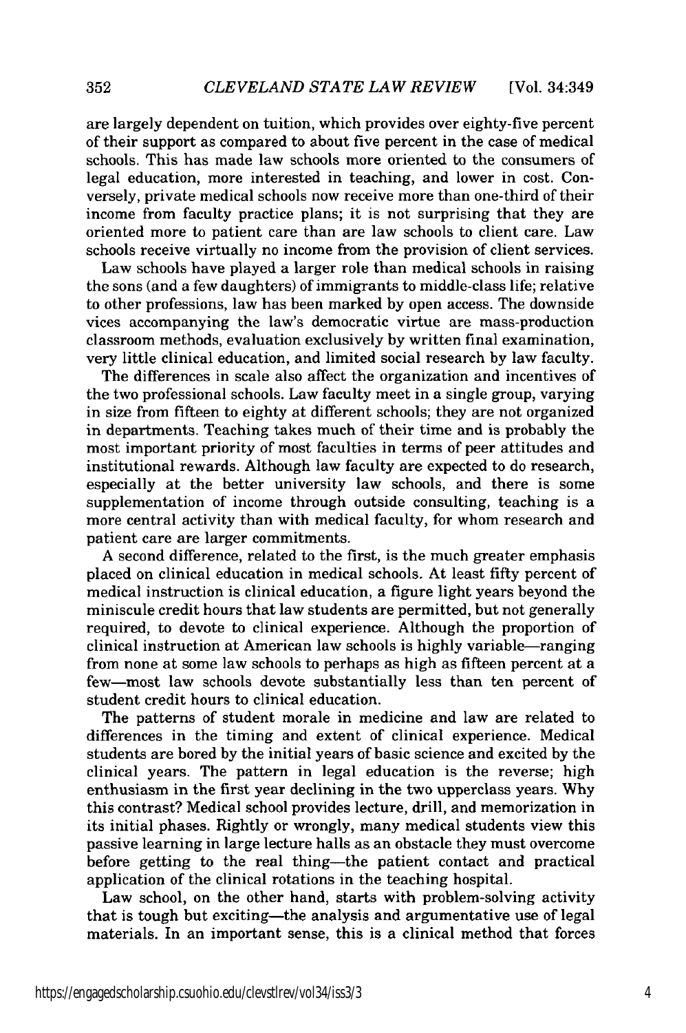are largely dependent on tuition, which provides over eighty-five percent of their support as compared to about five percent in the case of medical schools. This has made law schools more oriented to the consumers of legal education, more interested in teaching, and lower in cost. Conversely, private medical schools now receive more than one-third of their income from faculty practice plans; it is not surprising that they are oriented more to patient care than are law schools to client care. Law schools receive virtually no income from the provision of client services.

Law schools have played a larger role than medical schools in raising the sons (and a few daughters) of immigrants to middle-class life; relative to other professions, law has been marked by open access. The downside vices accompanying the law's democratic virtue are mass-production classroom methods, evaluation exclusively by written final examination, very little clinical education, and limited social research by law faculty.

The differences in scale also affect the organization and incentives of the two professional schools. Law faculty meet in a single group, varying in size from fifteen to eighty at different schools; they are not organized in departments. Teaching takes much of their time and is probably the most important priority of most faculties in terms of peer attitudes and institutional rewards. Although law faculty are expected to do research, especially at the better university law schools, and there is some supplementation of income through outside consulting, teaching is a more central activity than with medical faculty, for whom research and patient care are larger commitments.

A second difference, related to the first, is the much greater emphasis placed on clinical education in medical schools. At least fifty percent of medical instruction is clinical education, a figure light years beyond the miniscule credit hours that law students are permitted, but not generally required, to devote to clinical experience. Although the proportion of clinical instruction at American law schools is highly variable—ranging from none at some law schools to perhaps as high as fifteen percent at a few—most law schools devote substantially less than ten percent of student credit hours to clinical education.

The patterns of student morale in medicine and law are related to differences in the timing and extent of clinical experience. Medical students are bored by the initial years of basic science and excited by the clinical years. The pattern in legal education is the reverse; high enthusiasm in the first year declining in the two upperclass years. Why this contrast? Medical school provides lecture, drill, and memorization in its initial phases. Rightly or wrongly, many medical students view this passive learning in large lecture halls as an obstacle they must overcome before getting to the real thing—the patient contact and practical application of the clinical rotations in the teaching hospital.

Law school, on the other hand, starts with problem-solving activity that is tough but exciting—the analysis and argumentative use of legal materials. In an important sense, this is a clinical method that forces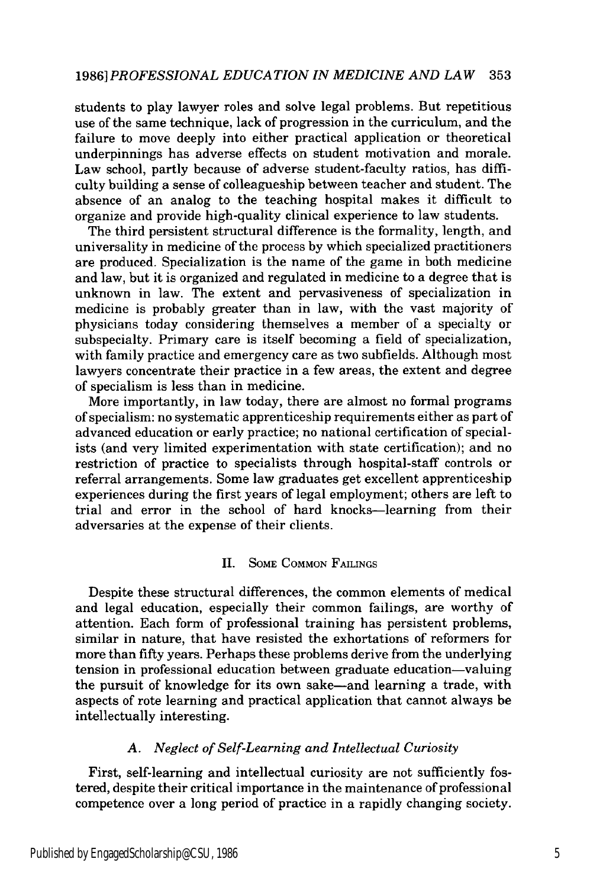students to play lawyer roles and solve legal problems. But repetitious use of the same technique, lack of progression in the curriculum, and the failure to move deeply into either practical application or theoretical underpinnings has adverse effects on student motivation and morale. Law school, partly because of adverse student-faculty ratios, has difficulty building a sense of colleagueship between teacher and student. The absence of an analog to the teaching hospital makes it difficult to organize and provide high-quality clinical experience to law students.

The third persistent structural difference is the formality, length, and universality in medicine of the process by which specialized practitioners are produced. Specialization is the name of the game in both medicine and law, but it is organized and regulated in medicine to a degree that is unknown in law. The extent and pervasiveness of specialization in medicine is probably greater than in law, with the vast majority of physicians today considering themselves a member of a specialty or subspecialty. Primary care is itself becoming a field of specialization, with family practice and emergency care as two subfields. Although most lawyers concentrate their practice in a few areas, the extent and degree of specialism is less than in medicine.

More importantly, in law today, there are almost no formal programs of specialism: no systematic apprenticeship requirements either as part of advanced education or early practice; no national certification of specialists (and very limited experimentation with state certification); and no restriction of practice to specialists through hospital-staff controls or referral arrangements. Some law graduates get excellent apprenticeship experiences during the first years of legal employment; others are left to trial and error in the school of hard knocks—learning from their adversaries at the expense of their clients.

## II. Some Common Failings

Despite these structural differences, the common elements of medical and legal education, especially their common failings, are worthy of attention. Each form of professional training has persistent problems, similar in nature, that have resisted the exhortations of reformers for more than fifty years. Perhaps these problems derive from the underlying tension in professional education between graduate education—valuing the pursuit of knowledge for its own sake—and learning a trade, with aspects of rote learning and practical application that cannot always be intellectually interesting.

### *A. Neglect of Self-Learning and Intellectual Curiosity*

First, self-learning and intellectual curiosity are not sufficiently fostered, despite their critical importance in the maintenance of professional competence over a long period of practice in a rapidly changing society.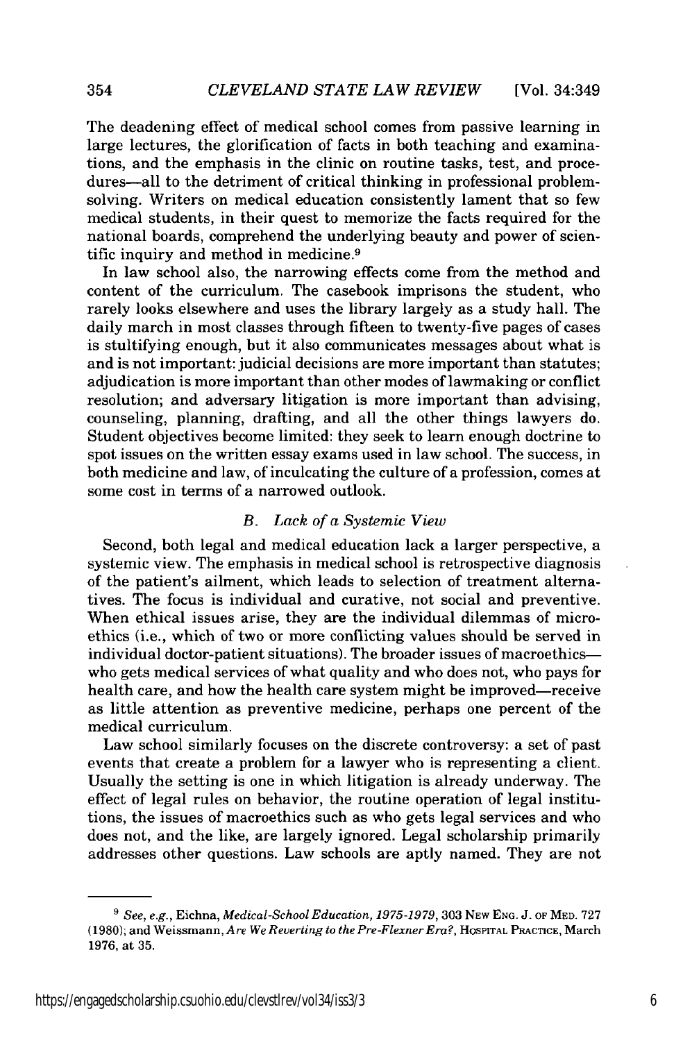The deadening effect of medical school comes from passive learning in large lectures, the glorification of facts in both teaching and examinations, and the emphasis in the clinic on routine tasks, test, and procedures—all to the detriment of critical thinking in professional problem-solving. Writers on medical education consistently lament that so few medical students, in their quest to memorize the facts required for the national boards, comprehend the underlying beauty and power of scientific inquiry and method in medicine.[9]

In law school also, the narrowing effects come from the method and content of the curriculum. The casebook imprisons the student, who rarely looks elsewhere and uses the library largely as a study hall. The daily march in most classes through fifteen to twenty-five pages of cases is stultifying enough, but it also communicates messages about what is and is not important: judicial decisions are more important than statutes; adjudication is more important than other modes of lawmaking or conflict resolution; and adversary litigation is more important than advising, counseling, planning, drafting, and all the other things lawyers do. Student objectives become limited: they seek to learn enough doctrine to spot issues on the written essay exams used in law school. The success, in both medicine and law, of inculcating the culture of a profession, comes at some cost in terms of a narrowed outlook.

### *B. Lack of a Systemic View*

Second, both legal and medical education lack a larger perspective, a systemic view. The emphasis in medical school is retrospective diagnosis of the patient's ailment, which leads to selection of treatment alternatives. The focus is individual and curative, not social and preventive. When ethical issues arise, they are the individual dilemmas of microethics (i.e., which of two or more conflicting values should be served in individual doctor-patient situations). The broader issues of macroethics—who gets medical services of what quality and who does not, who pays for health care, and how the health care system might be improved—receive as little attention as preventive medicine, perhaps one percent of the medical curriculum.

Law school similarly focuses on the discrete controversy: a set of past events that create a problem for a lawyer who is representing a client. Usually the setting is one in which litigation is already underway. The effect of legal rules on behavior, the routine operation of legal institutions, the issues of macroethics such as who gets legal services and who does not, and the like, are largely ignored. Legal scholarship primarily addresses other questions. Law schools are aptly named. They are not

---

[9] *See, e.g.*, Eichna, *Medical-School Education, 1975-1979*, 303 NEW ENG. J. OF MED. 727 (1980); and Weissmann, *Are We Reverting to the Pre-Flexner Era?*, HOSPITAL PRACTICE, March 1976, at 35.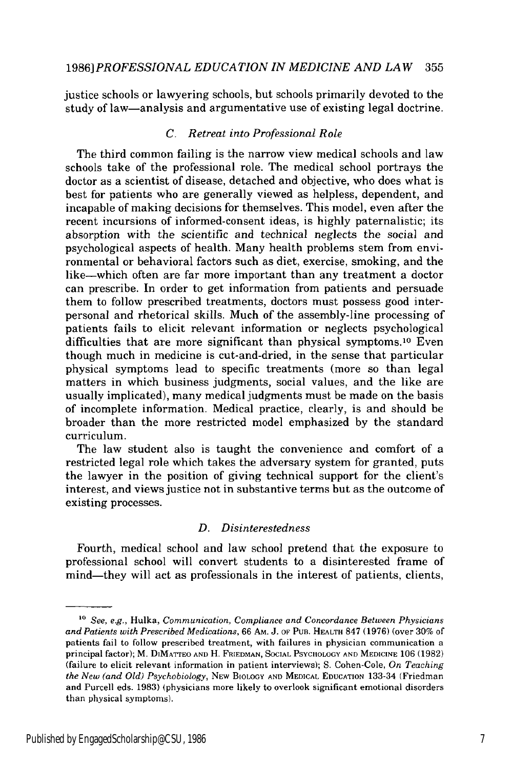justice schools or lawyering schools, but schools primarily devoted to the study of law—analysis and argumentative use of existing legal doctrine.

### C. *Retreat into Professional Role*

The third common failing is the narrow view medical schools and law schools take of the professional role. The medical school portrays the doctor as a scientist of disease, detached and objective, who does what is best for patients who are generally viewed as helpless, dependent, and incapable of making decisions for themselves. This model, even after the recent incursions of informed-consent ideas, is highly paternalistic; its absorption with the scientific and technical neglects the social and psychological aspects of health. Many health problems stem from environmental or behavioral factors such as diet, exercise, smoking, and the like—which often are far more important than any treatment a doctor can prescribe. In order to get information from patients and persuade them to follow prescribed treatments, doctors must possess good interpersonal and rhetorical skills. Much of the assembly-line processing of patients fails to elicit relevant information or neglects psychological difficulties that are more significant than physical symptoms.[10] Even though much in medicine is cut-and-dried, in the sense that particular physical symptoms lead to specific treatments (more so than legal matters in which business judgments, social values, and the like are usually implicated), many medical judgments must be made on the basis of incomplete information. Medical practice, clearly, is and should be broader than the more restricted model emphasized by the standard curriculum.

The law student also is taught the convenience and comfort of a restricted legal role which takes the adversary system for granted, puts the lawyer in the position of giving technical support for the client's interest, and views justice not in substantive terms but as the outcome of existing processes.

### D. *Disinterestedness*

Fourth, medical school and law school pretend that the exposure to professional school will convert students to a disinterested frame of mind—they will act as professionals in the interest of patients, clients,

---

[10] *See, e.g.*, Hulka, *Communication, Compliance and Concordance Between Physicians and Patients with Prescribed Medications*, 66 AM. J. OF PUB. HEALTH 847 (1976) (over 30% of patients fail to follow prescribed treatment, with failures in physician communication a principal factor); M. DIMATTEO AND H. FRIEDMAN, SOCIAL PSYCHOLOGY AND MEDICINE 106 (1982) (failure to elicit relevant information in patient interviews); S. Cohen-Cole, *On Teaching the New (and Old) Psychobiology*, NEW BIOLOGY AND MEDICAL EDUCATION 133-34 (Friedman and Purcell eds. 1983) (physicians more likely to overlook significant emotional disorders than physical symptoms).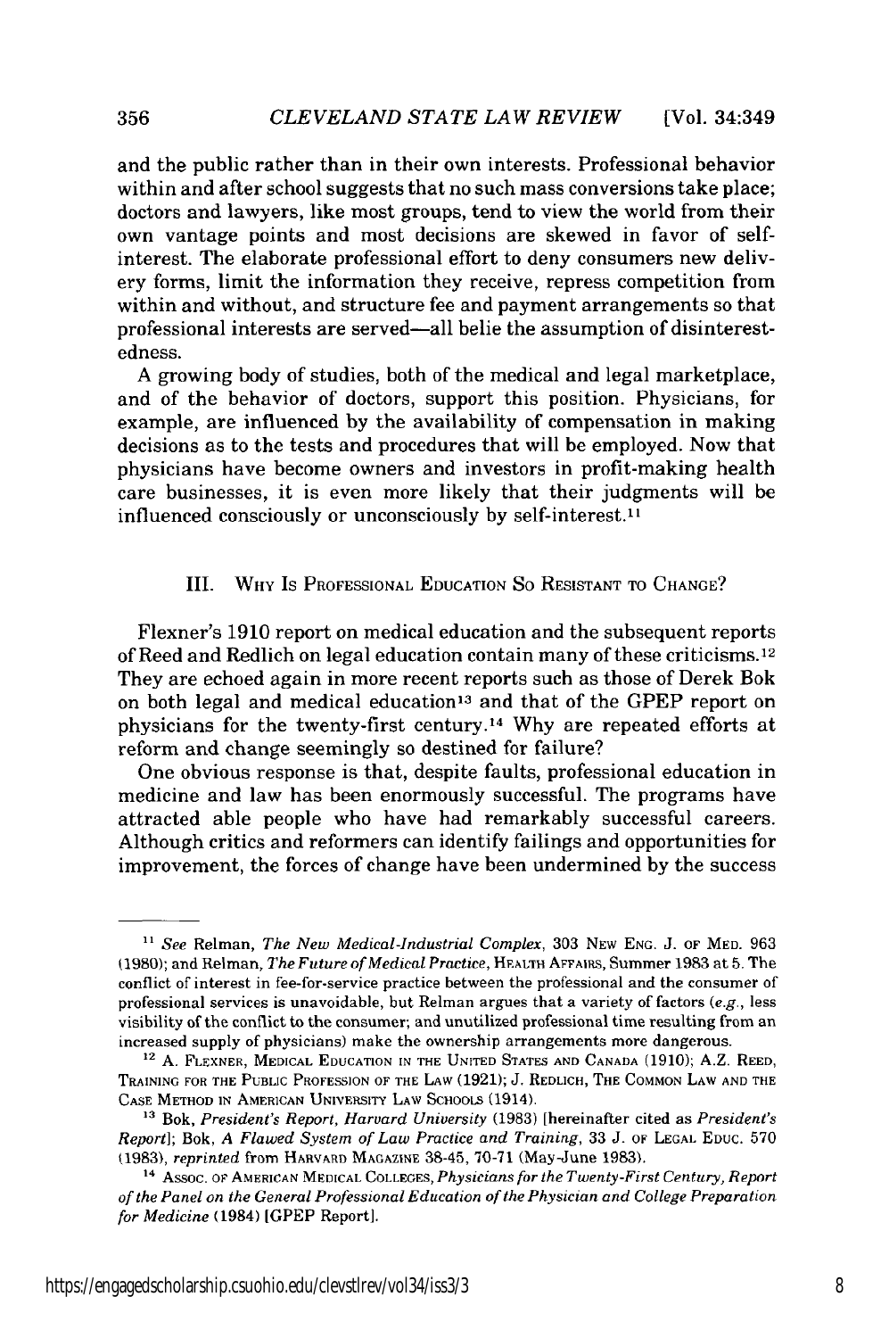and the public rather than in their own interests. Professional behavior within and after school suggests that no such mass conversions take place; doctors and lawyers, like most groups, tend to view the world from their own vantage points and most decisions are skewed in favor of self-interest. The elaborate professional effort to deny consumers new delivery forms, limit the information they receive, repress competition from within and without, and structure fee and payment arrangements so that professional interests are served—all belie the assumption of disinterestedness.

A growing body of studies, both of the medical and legal marketplace, and of the behavior of doctors, support this position. Physicians, for example, are influenced by the availability of compensation in making decisions as to the tests and procedures that will be employed. Now that physicians have become owners and investors in profit-making health care businesses, it is even more likely that their judgments will be influenced consciously or unconsciously by self-interest.[11]

## III. Why Is Professional Education So Resistant to Change?

Flexner's 1910 report on medical education and the subsequent reports of Reed and Redlich on legal education contain many of these criticisms.[12] They are echoed again in more recent reports such as those of Derek Bok on both legal and medical education[13] and that of the GPEP report on physicians for the twenty-first century.[14] Why are repeated efforts at reform and change seemingly so destined for failure?

One obvious response is that, despite faults, professional education in medicine and law has been enormously successful. The programs have attracted able people who have had remarkably successful careers. Although critics and reformers can identify failings and opportunities for improvement, the forces of change have been undermined by the success

---

[11] *See* Relman, *The New Medical-Industrial Complex*, 303 New Eng. J. of Med. 963 (1980); and Relman, *The Future of Medical Practice*, Health Affairs, Summer 1983 at 5. The conflict of interest in fee-for-service practice between the professional and the consumer of professional services is unavoidable, but Relman argues that a variety of factors (*e.g.*, less visibility of the conflict to the consumer; and unutilized professional time resulting from an increased supply of physicians) make the ownership arrangements more dangerous.

[12] A. Flexner, Medical Education in the United States and Canada (1910); A.Z. Reed, Training for the Public Profession of the Law (1921); J. Redlich, The Common Law and the Case Method in American University Law Schools (1914).

[13] Bok, *President's Report, Harvard University* (1983) [hereinafter cited as *President's Report*]; Bok, *A Flawed System of Law Practice and Training*, 33 J. of Legal Educ. 570 (1983), *reprinted* from Harvard Magazine 38-45, 70-71 (May-June 1983).

[14] Assoc. of American Medical Colleges, *Physicians for the Twenty-First Century, Report of the Panel on the General Professional Education of the Physician and College Preparation for Medicine* (1984) [GPEP Report].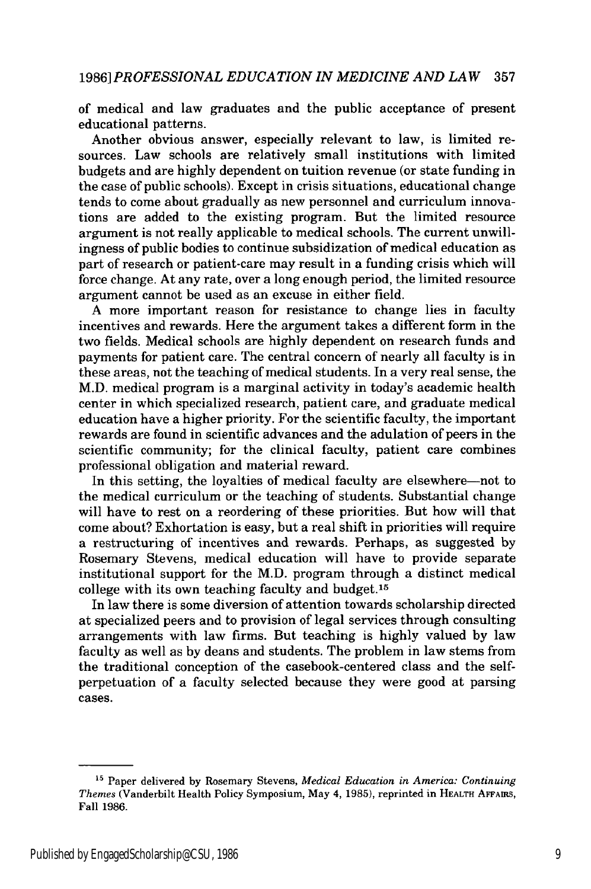of medical and law graduates and the public acceptance of present educational patterns.

Another obvious answer, especially relevant to law, is limited resources. Law schools are relatively small institutions with limited budgets and are highly dependent on tuition revenue (or state funding in the case of public schools). Except in crisis situations, educational change tends to come about gradually as new personnel and curriculum innovations are added to the existing program. But the limited resource argument is not really applicable to medical schools. The current unwillingness of public bodies to continue subsidization of medical education as part of research or patient-care may result in a funding crisis which will force change. At any rate, over a long enough period, the limited resource argument cannot be used as an excuse in either field.

A more important reason for resistance to change lies in faculty incentives and rewards. Here the argument takes a different form in the two fields. Medical schools are highly dependent on research funds and payments for patient care. The central concern of nearly all faculty is in these areas, not the teaching of medical students. In a very real sense, the M.D. medical program is a marginal activity in today's academic health center in which specialized research, patient care, and graduate medical education have a higher priority. For the scientific faculty, the important rewards are found in scientific advances and the adulation of peers in the scientific community; for the clinical faculty, patient care combines professional obligation and material reward.

In this setting, the loyalties of medical faculty are elsewhere—not to the medical curriculum or the teaching of students. Substantial change will have to rest on a reordering of these priorities. But how will that come about? Exhortation is easy, but a real shift in priorities will require a restructuring of incentives and rewards. Perhaps, as suggested by Rosemary Stevens, medical education will have to provide separate institutional support for the M.D. program through a distinct medical college with its own teaching faculty and budget.[15]

In law there is some diversion of attention towards scholarship directed at specialized peers and to provision of legal services through consulting arrangements with law firms. But teaching is highly valued by law faculty as well as by deans and students. The problem in law stems from the traditional conception of the casebook-centered class and the self-perpetuation of a faculty selected because they were good at parsing cases.

---

[15] Paper delivered by Rosemary Stevens, *Medical Education in America: Continuing Themes* (Vanderbilt Health Policy Symposium, May 4, 1985), reprinted in HEALTH AFFAIRS, Fall 1986.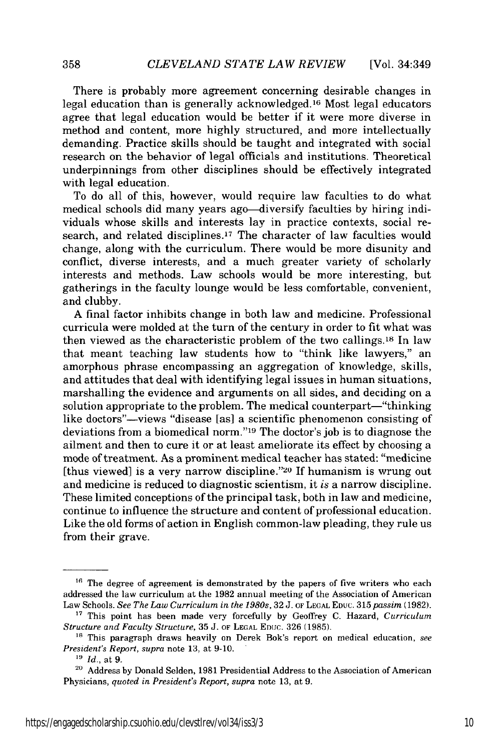There is probably more agreement concerning desirable changes in legal education than is generally acknowledged.[16] Most legal educators agree that legal education would be better if it were more diverse in method and content, more highly structured, and more intellectually demanding. Practice skills should be taught and integrated with social research on the behavior of legal officials and institutions. Theoretical underpinnings from other disciplines should be effectively integrated with legal education.

To do all of this, however, would require law faculties to do what medical schools did many years ago—diversify faculties by hiring individuals whose skills and interests lay in practice contexts, social research, and related disciplines.[17] The character of law faculties would change, along with the curriculum. There would be more disunity and conflict, diverse interests, and a much greater variety of scholarly interests and methods. Law schools would be more interesting, but gatherings in the faculty lounge would be less comfortable, convenient, and clubby.

A final factor inhibits change in both law and medicine. Professional curricula were molded at the turn of the century in order to fit what was then viewed as the characteristic problem of the two callings.[18] In law that meant teaching law students how to "think like lawyers," an amorphous phrase encompassing an aggregation of knowledge, skills, and attitudes that deal with identifying legal issues in human situations, marshalling the evidence and arguments on all sides, and deciding on a solution appropriate to the problem. The medical counterpart—"thinking like doctors"—views "disease [as] a scientific phenomenon consisting of deviations from a biomedical norm."[19] The doctor's job is to diagnose the ailment and then to cure it or at least ameliorate its effect by choosing a mode of treatment. As a prominent medical teacher has stated: "medicine [thus viewed] is a very narrow discipline."[20] If humanism is wrung out and medicine is reduced to diagnostic scientism, it *is* a narrow discipline. These limited conceptions of the principal task, both in law and medicine, continue to influence the structure and content of professional education. Like the old forms of action in English common-law pleading, they rule us from their grave.

---

[16] The degree of agreement is demonstrated by the papers of five writers who each addressed the law curriculum at the 1982 annual meeting of the Association of American Law Schools. *See The Law Curriculum in the 1980s*, 32 J. OF LEGAL EDUC. 315 *passim* (1982).

[17] This point has been made very forcefully by Geoffrey C. Hazard, *Curriculum Structure and Faculty Structure*, 35 J. OF LEGAL EDUC. 326 (1985).

[18] This paragraph draws heavily on Derek Bok's report on medical education, *see President's Report, supra* note 13, at 9-10.

[19] *Id.*, at 9.

[20] Address by Donald Selden, 1981 Presidential Address to the Association of American Physicians, *quoted in President's Report, supra* note 13, at 9.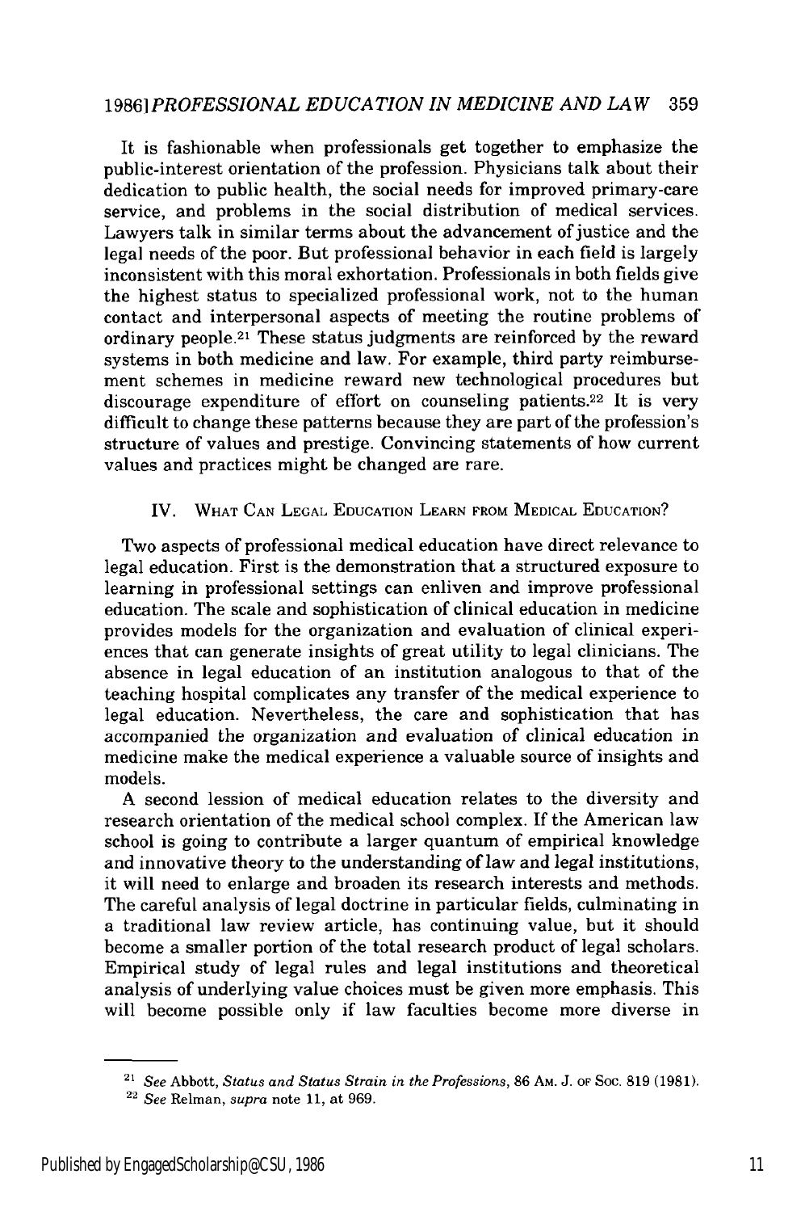It is fashionable when professionals get together to emphasize the public-interest orientation of the profession. Physicians talk about their dedication to public health, the social needs for improved primary-care service, and problems in the social distribution of medical services. Lawyers talk in similar terms about the advancement of justice and the legal needs of the poor. But professional behavior in each field is largely inconsistent with this moral exhortation. Professionals in both fields give the highest status to specialized professional work, not to the human contact and interpersonal aspects of meeting the routine problems of ordinary people.[21] These status judgments are reinforced by the reward systems in both medicine and law. For example, third party reimbursement schemes in medicine reward new technological procedures but discourage expenditure of effort on counseling patients.[22] It is very difficult to change these patterns because they are part of the profession's structure of values and prestige. Convincing statements of how current values and practices might be changed are rare.

## IV. What Can Legal Education Learn from Medical Education?

Two aspects of professional medical education have direct relevance to legal education. First is the demonstration that a structured exposure to learning in professional settings can enliven and improve professional education. The scale and sophistication of clinical education in medicine provides models for the organization and evaluation of clinical experiences that can generate insights of great utility to legal clinicians. The absence in legal education of an institution analogous to that of the teaching hospital complicates any transfer of the medical experience to legal education. Nevertheless, the care and sophistication that has accompanied the organization and evaluation of clinical education in medicine make the medical experience a valuable source of insights and models.

A second lession of medical education relates to the diversity and research orientation of the medical school complex. If the American law school is going to contribute a larger quantum of empirical knowledge and innovative theory to the understanding of law and legal institutions, it will need to enlarge and broaden its research interests and methods. The careful analysis of legal doctrine in particular fields, culminating in a traditional law review article, has continuing value, but it should become a smaller portion of the total research product of legal scholars. Empirical study of legal rules and legal institutions and theoretical analysis of underlying value choices must be given more emphasis. This will become possible only if law faculties become more diverse in

---

[21] *See* Abbott, *Status and Status Strain in the Professions*, 86 Am. J. of Soc. 819 (1981).

[22] *See* Relman, *supra* note 11, at 969.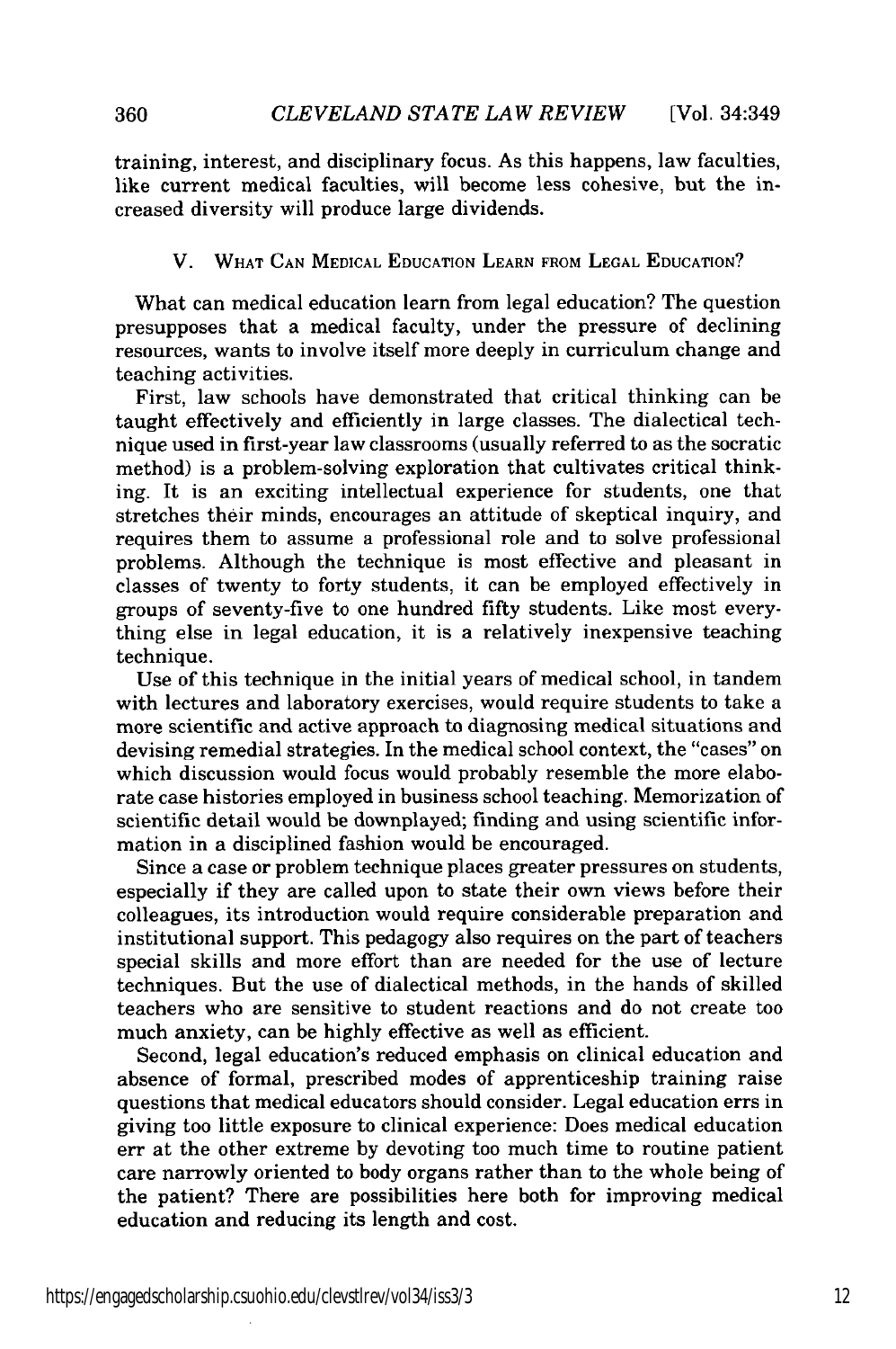training, interest, and disciplinary focus. As this happens, law faculties, like current medical faculties, will become less cohesive, but the increased diversity will produce large dividends.

## V. What Can Medical Education Learn from Legal Education?

What can medical education learn from legal education? The question presupposes that a medical faculty, under the pressure of declining resources, wants to involve itself more deeply in curriculum change and teaching activities.

First, law schools have demonstrated that critical thinking can be taught effectively and efficiently in large classes. The dialectical technique used in first-year law classrooms (usually referred to as the socratic method) is a problem-solving exploration that cultivates critical thinking. It is an exciting intellectual experience for students, one that stretches their minds, encourages an attitude of skeptical inquiry, and requires them to assume a professional role and to solve professional problems. Although the technique is most effective and pleasant in classes of twenty to forty students, it can be employed effectively in groups of seventy-five to one hundred fifty students. Like most everything else in legal education, it is a relatively inexpensive teaching technique.

Use of this technique in the initial years of medical school, in tandem with lectures and laboratory exercises, would require students to take a more scientific and active approach to diagnosing medical situations and devising remedial strategies. In the medical school context, the "cases" on which discussion would focus would probably resemble the more elaborate case histories employed in business school teaching. Memorization of scientific detail would be downplayed; finding and using scientific information in a disciplined fashion would be encouraged.

Since a case or problem technique places greater pressures on students, especially if they are called upon to state their own views before their colleagues, its introduction would require considerable preparation and institutional support. This pedagogy also requires on the part of teachers special skills and more effort than are needed for the use of lecture techniques. But the use of dialectical methods, in the hands of skilled teachers who are sensitive to student reactions and do not create too much anxiety, can be highly effective as well as efficient.

Second, legal education's reduced emphasis on clinical education and absence of formal, prescribed modes of apprenticeship training raise questions that medical educators should consider. Legal education errs in giving too little exposure to clinical experience: Does medical education err at the other extreme by devoting too much time to routine patient care narrowly oriented to body organs rather than to the whole being of the patient? There are possibilities here both for improving medical education and reducing its length and cost.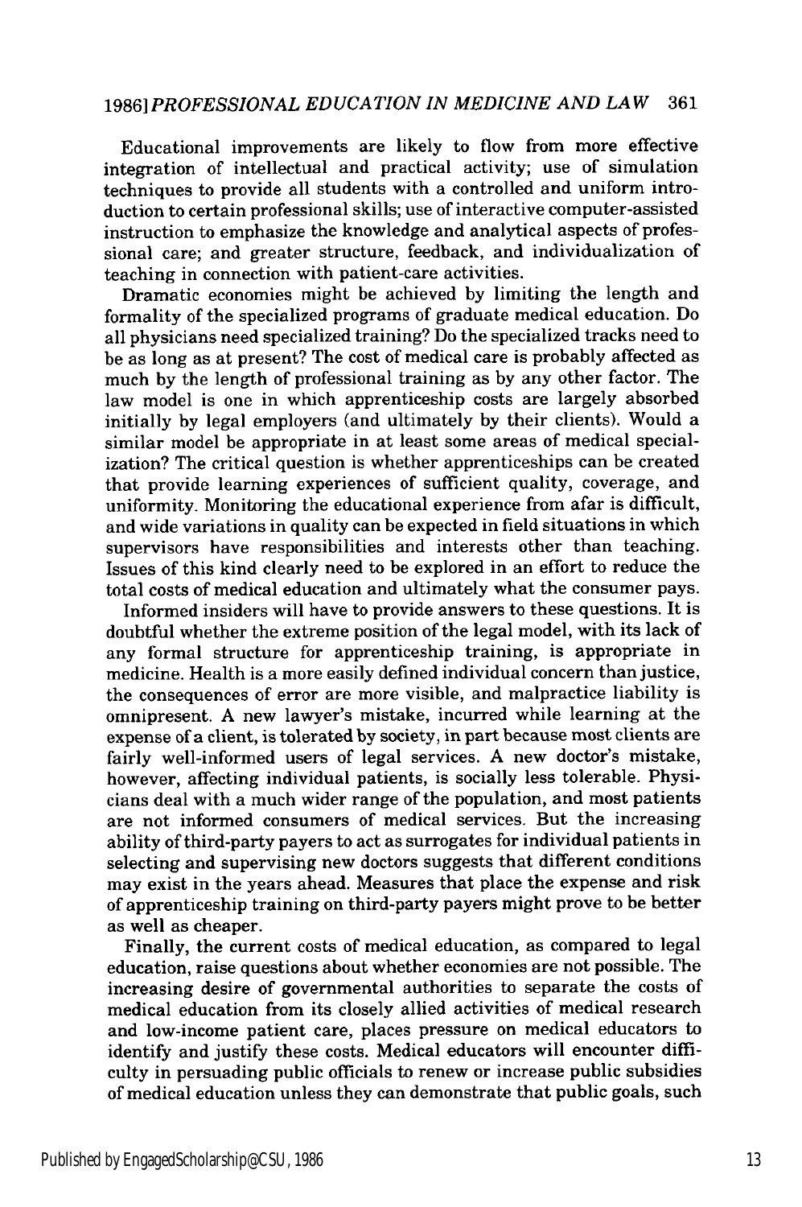Educational improvements are likely to flow from more effective integration of intellectual and practical activity; use of simulation techniques to provide all students with a controlled and uniform introduction to certain professional skills; use of interactive computer-assisted instruction to emphasize the knowledge and analytical aspects of professional care; and greater structure, feedback, and individualization of teaching in connection with patient-care activities.

Dramatic economies might be achieved by limiting the length and formality of the specialized programs of graduate medical education. Do all physicians need specialized training? Do the specialized tracks need to be as long as at present? The cost of medical care is probably affected as much by the length of professional training as by any other factor. The law model is one in which apprenticeship costs are largely absorbed initially by legal employers (and ultimately by their clients). Would a similar model be appropriate in at least some areas of medical specialization? The critical question is whether apprenticeships can be created that provide learning experiences of sufficient quality, coverage, and uniformity. Monitoring the educational experience from afar is difficult, and wide variations in quality can be expected in field situations in which supervisors have responsibilities and interests other than teaching. Issues of this kind clearly need to be explored in an effort to reduce the total costs of medical education and ultimately what the consumer pays.

Informed insiders will have to provide answers to these questions. It is doubtful whether the extreme position of the legal model, with its lack of any formal structure for apprenticeship training, is appropriate in medicine. Health is a more easily defined individual concern than justice, the consequences of error are more visible, and malpractice liability is omnipresent. A new lawyer's mistake, incurred while learning at the expense of a client, is tolerated by society, in part because most clients are fairly well-informed users of legal services. A new doctor's mistake, however, affecting individual patients, is socially less tolerable. Physicians deal with a much wider range of the population, and most patients are not informed consumers of medical services. But the increasing ability of third-party payers to act as surrogates for individual patients in selecting and supervising new doctors suggests that different conditions may exist in the years ahead. Measures that place the expense and risk of apprenticeship training on third-party payers might prove to be better as well as cheaper.

Finally, the current costs of medical education, as compared to legal education, raise questions about whether economies are not possible. The increasing desire of governmental authorities to separate the costs of medical education from its closely allied activities of medical research and low-income patient care, places pressure on medical educators to identify and justify these costs. Medical educators will encounter difficulty in persuading public officials to renew or increase public subsidies of medical education unless they can demonstrate that public goals, such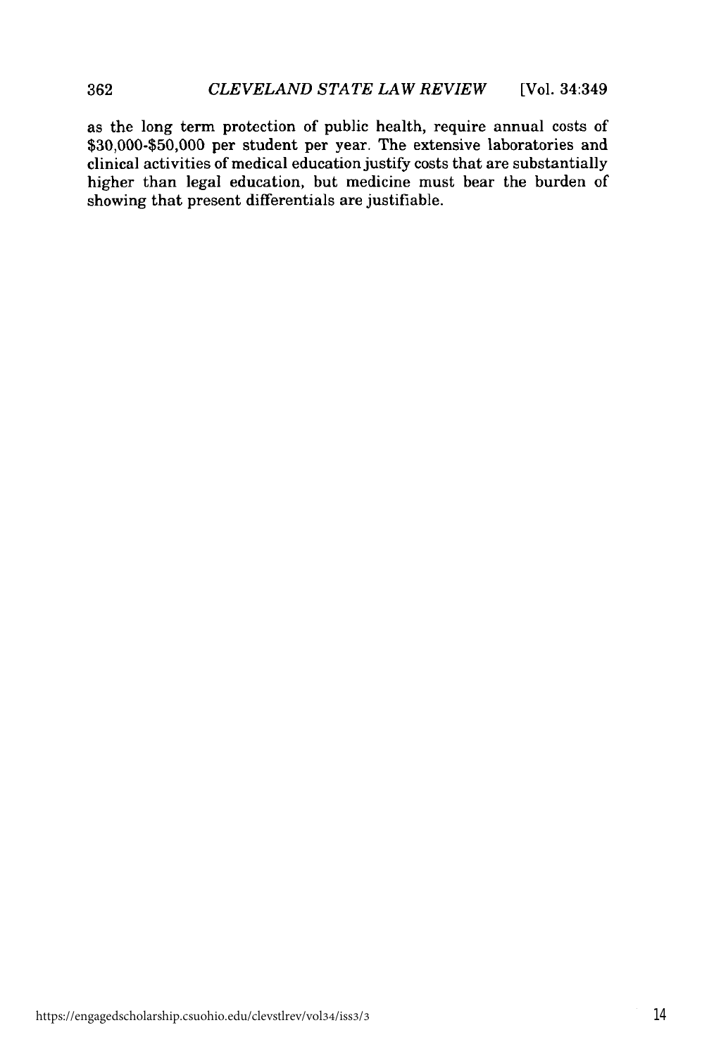as the long term protection of public health, require annual costs of $30,000-$50,000 per student per year. The extensive laboratories and clinical activities of medical education justify costs that are substantially higher than legal education, but medicine must bear the burden of showing that present differentials are justifiable.